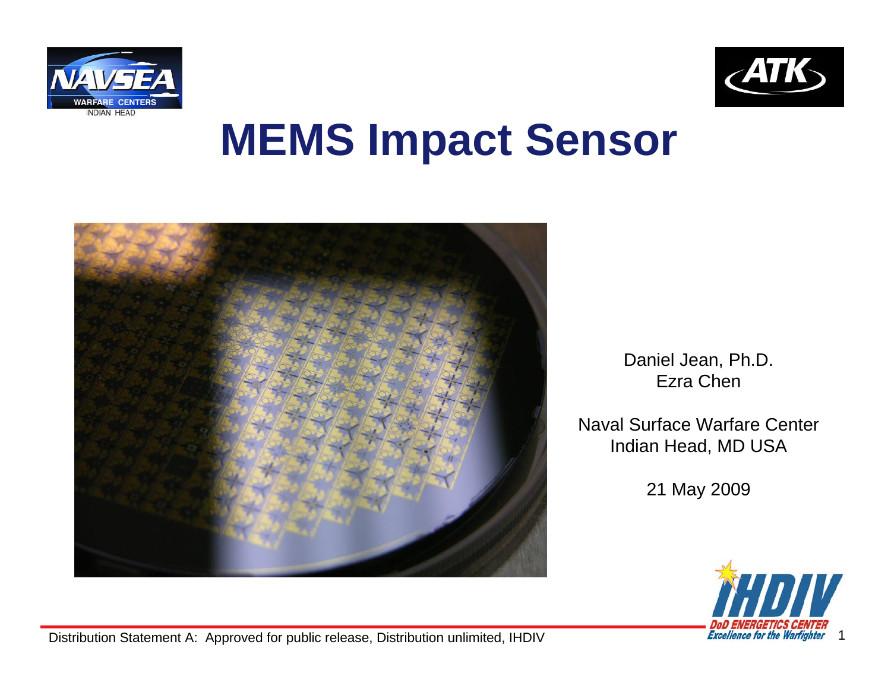# MEMS Impact Sensor

Daniel Jean, Ph.D.
Ezra Chen

Naval Surface Warfare Center
Indian Head, MD USA

21 May 2009

Distribution Statement A: Approved for public release, Distribution unlimited, IHDIV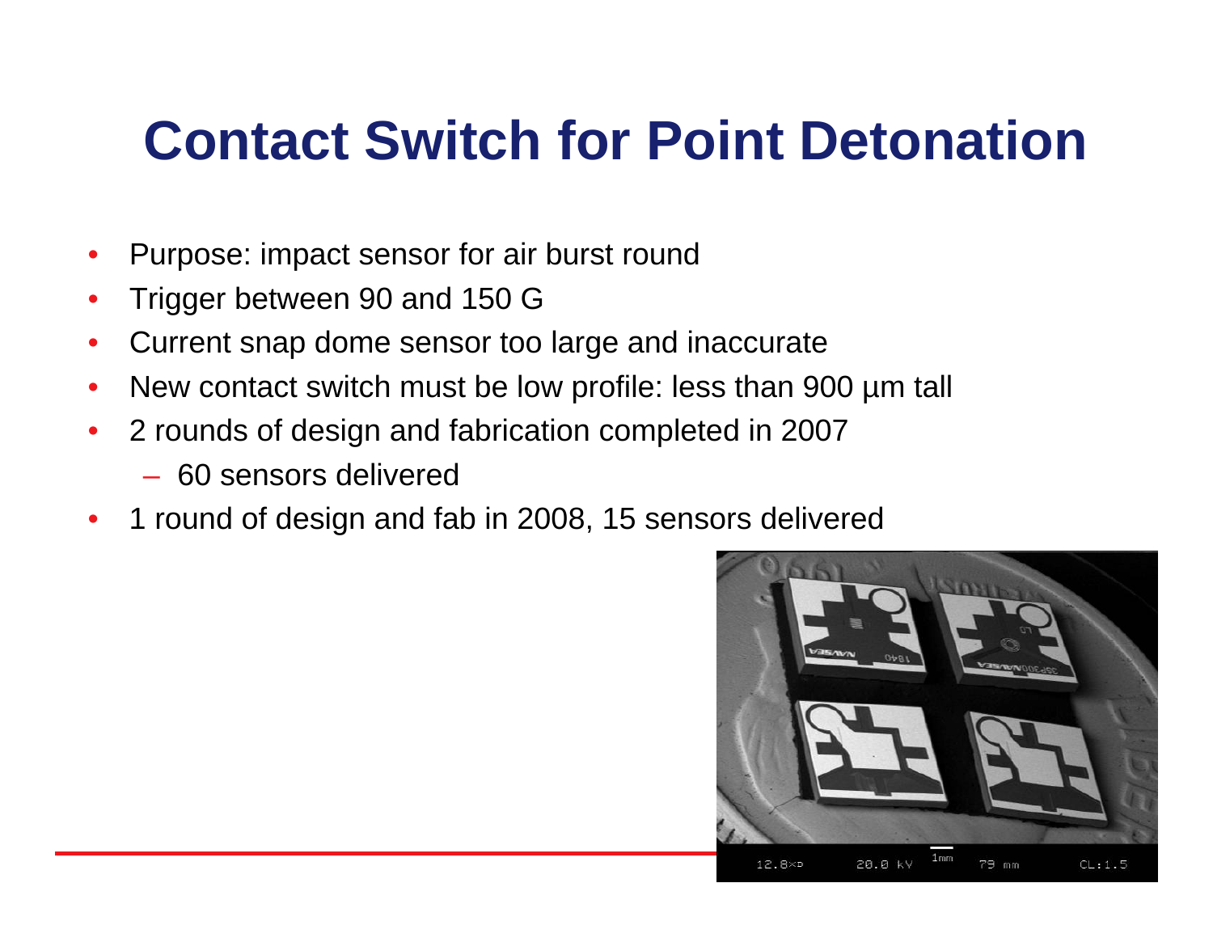# Contact Switch for Point Detonation

- Purpose: impact sensor for air burst round
- Trigger between 90 and 150 G
- Current snap dome sensor too large and inaccurate
- New contact switch must be low profile: less than 900 µm tall
- 2 rounds of design and fabrication completed in 2007
  - 60 sensors delivered
- 1 round of design and fab in 2008, 15 sensors delivered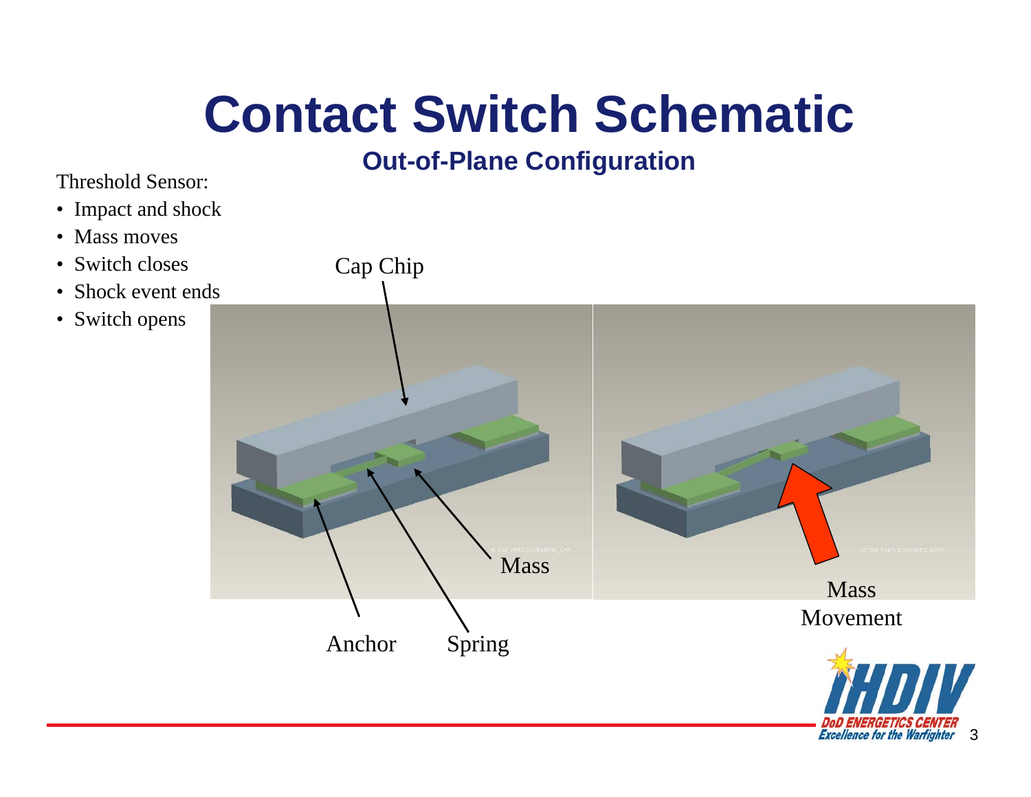# Contact Switch Schematic

## Out-of-Plane Configuration

Threshold Sensor:

- Impact and shock
- Mass moves
- Switch closes
- Shock event ends
- Switch opens

Cap Chip

Mass

Anchor

Spring

Mass Movement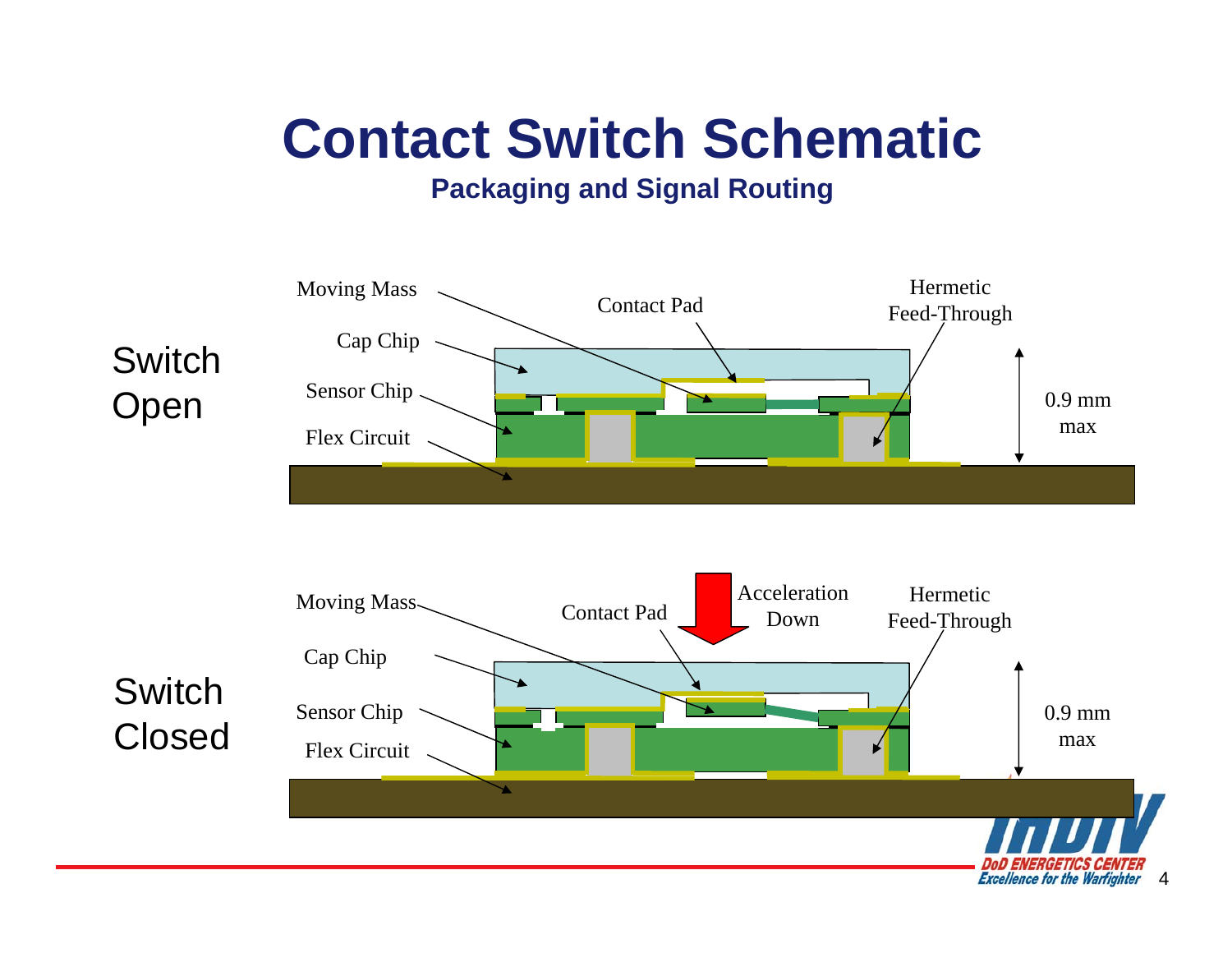# Contact Switch Schematic

## Packaging and Signal Routing

Switch Open

Moving Mass

Cap Chip

Sensor Chip

Flex Circuit

Contact Pad

Hermetic Feed-Through

0.9 mm max

Switch Closed

Moving Mass

Cap Chip

Sensor Chip

Flex Circuit

Contact Pad

Acceleration Down

Hermetic Feed-Through

0.9 mm max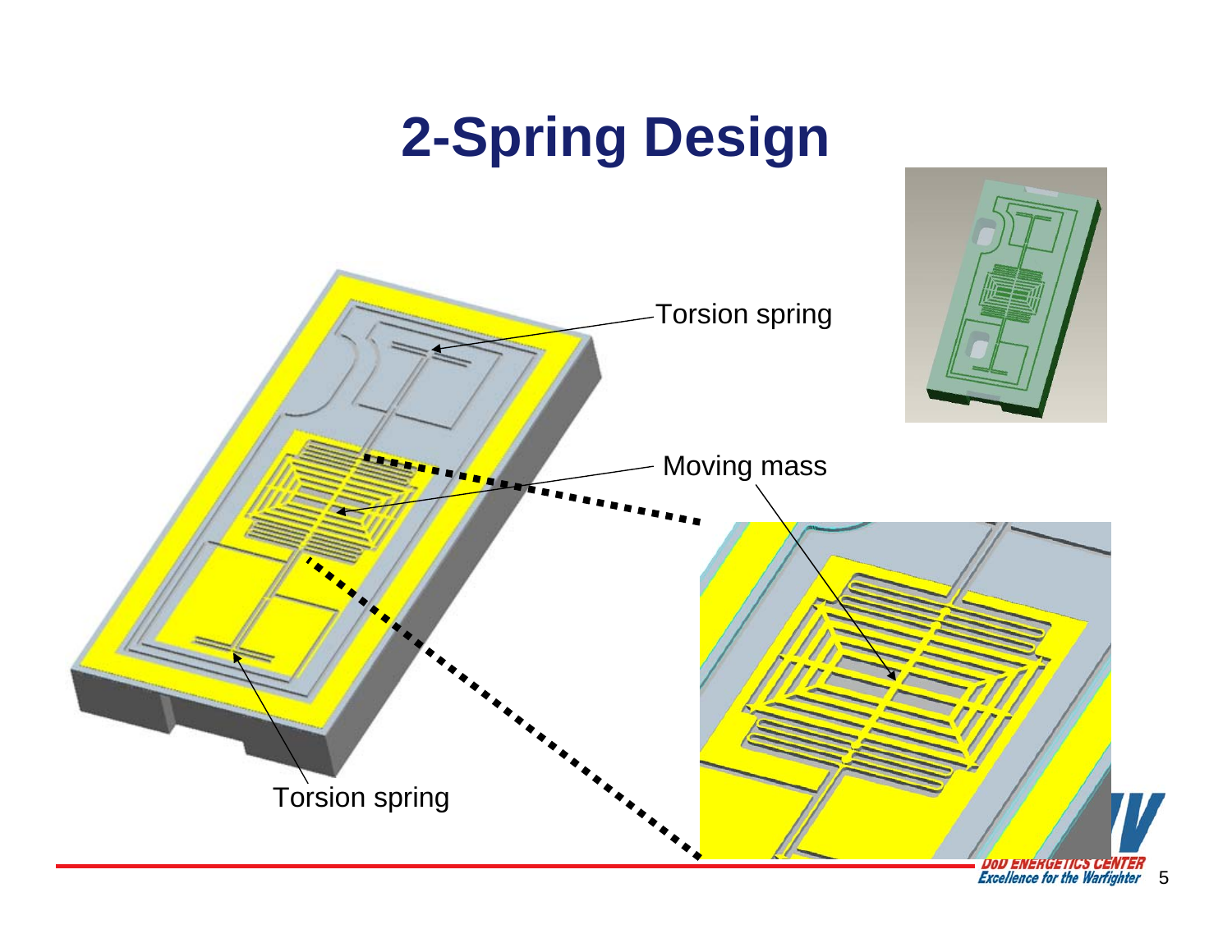# 2-Spring Design

Torsion spring

Moving mass

Torsion spring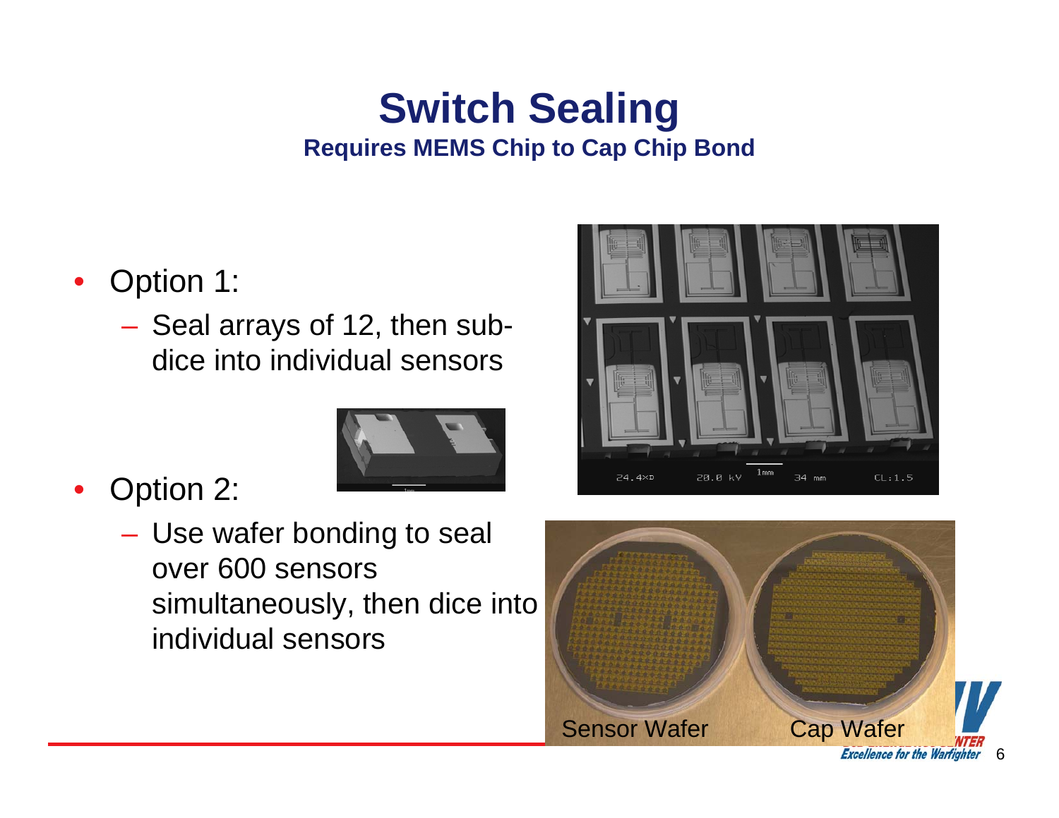# Switch Sealing

**Requires MEMS Chip to Cap Chip Bond**

- Option 1:
  - Seal arrays of 12, then sub-dice into individual sensors
- Option 2:
  - Use wafer bonding to seal over 600 sensors simultaneously, then dice into individual sensors

Sensor Wafer    Cap Wafer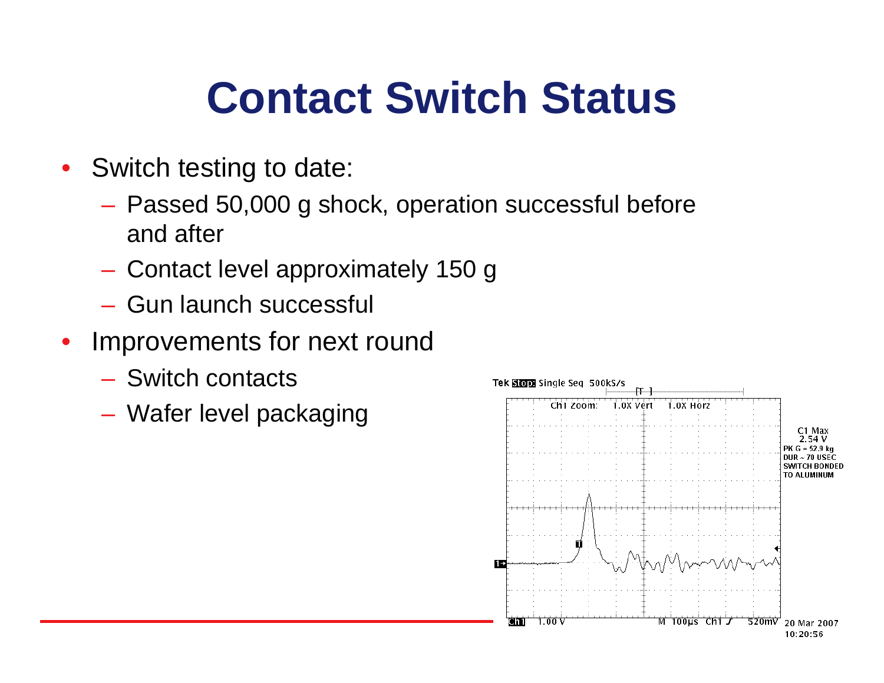# Contact Switch Status

- Switch testing to date:
  - Passed 50,000 g shock, operation successful before and after
  - Contact level approximately 150 g
  - Gun launch successful
- Improvements for next round
  - Switch contacts
  - Wafer level packaging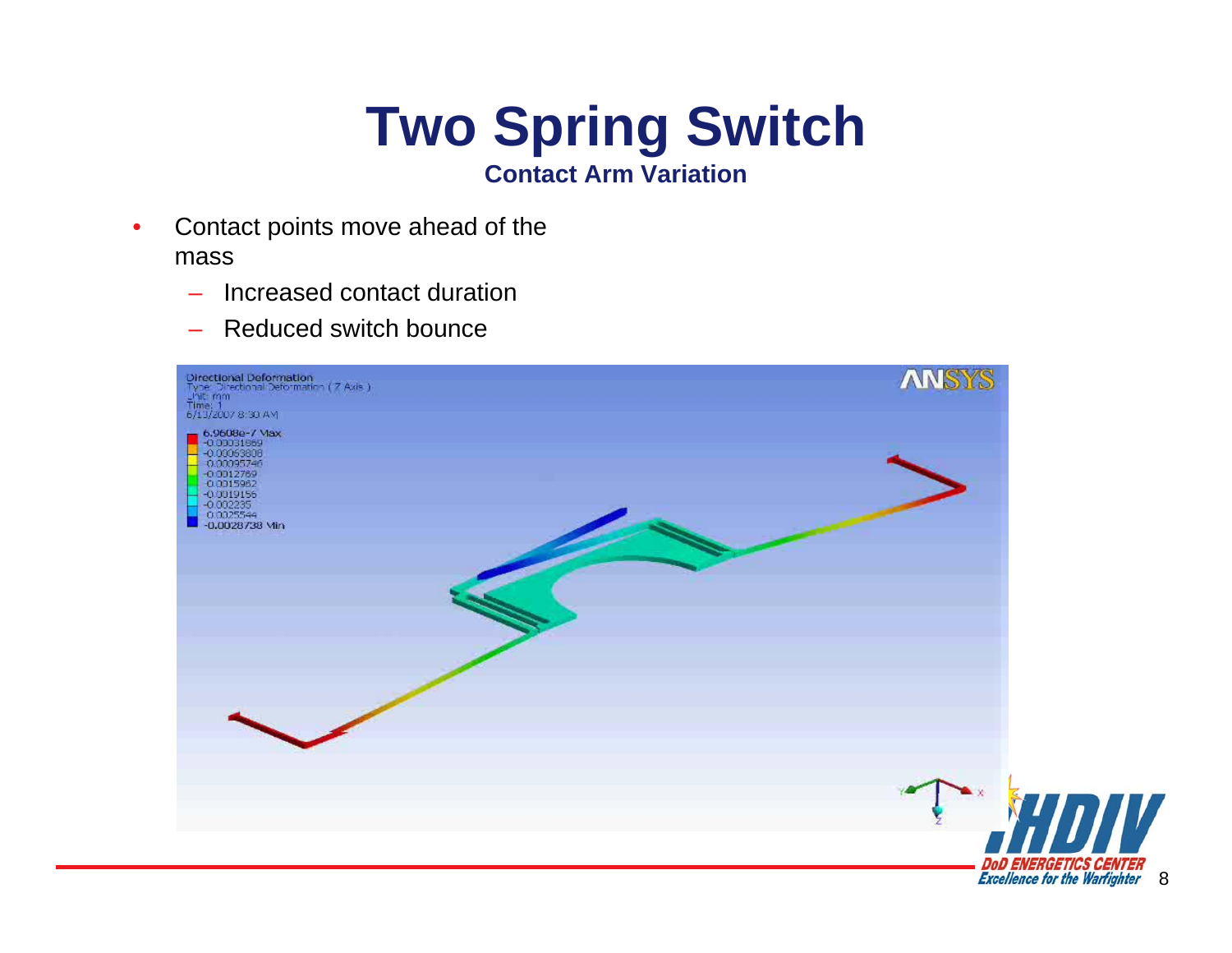# Two Spring Switch

**Contact Arm Variation**

- Contact points move ahead of the mass
  - Increased contact duration
  - Reduced switch bounce

Directional Deformation
Type: Directional Deformation (Z Axis)
Unit: mm
Time: 1
6/13/2007 8:30 AM

6.9608e-7 Max
-0.00031869
-0.00063808
-0.00095746
-0.0012769
-0.0015962
-0.0019156
-0.002235
-0.0025544
-0.0028738 Min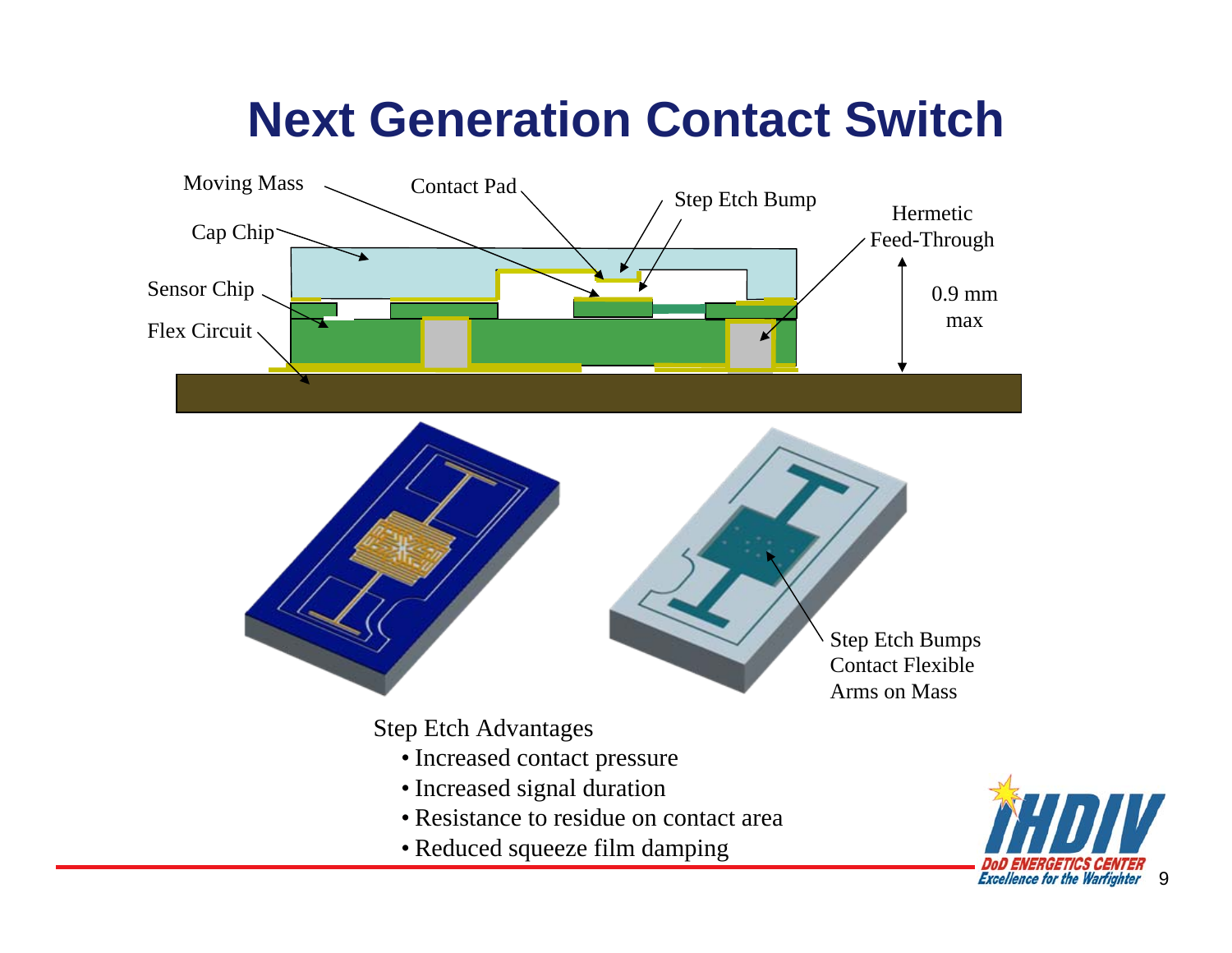# Next Generation Contact Switch

Moving Mass

Contact Pad

Step Etch Bump

Hermetic Feed-Through

Cap Chip

Sensor Chip

Flex Circuit

0.9 mm max

Step Etch Bumps Contact Flexible Arms on Mass

Step Etch Advantages

- Increased contact pressure
- Increased signal duration
- Resistance to residue on contact area
- Reduced squeeze film damping

IHDIV DoD ENERGETICS CENTER Excellence for the Warfighter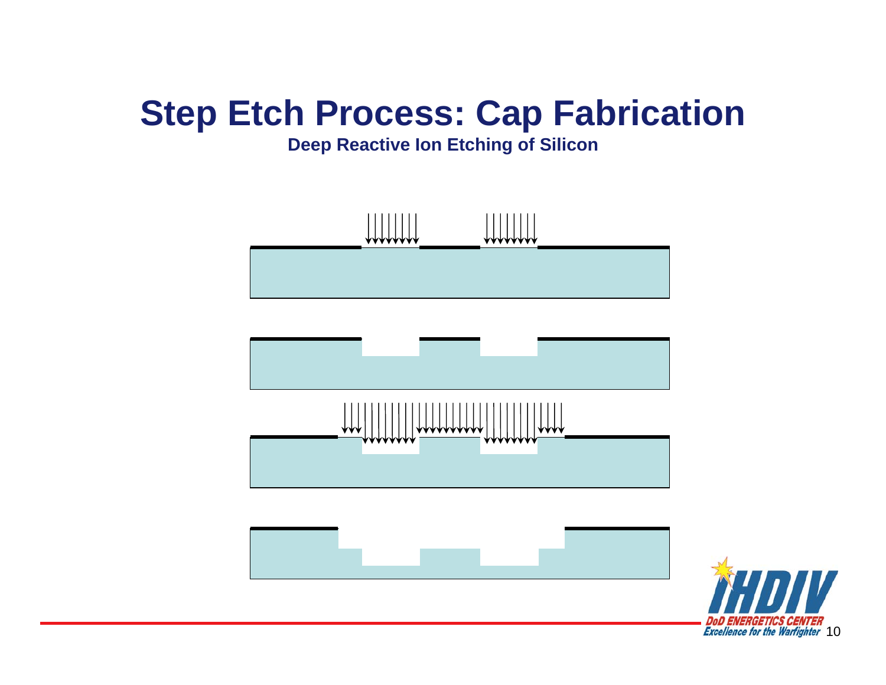# Step Etch Process: Cap Fabrication

**Deep Reactive Ion Etching of Silicon**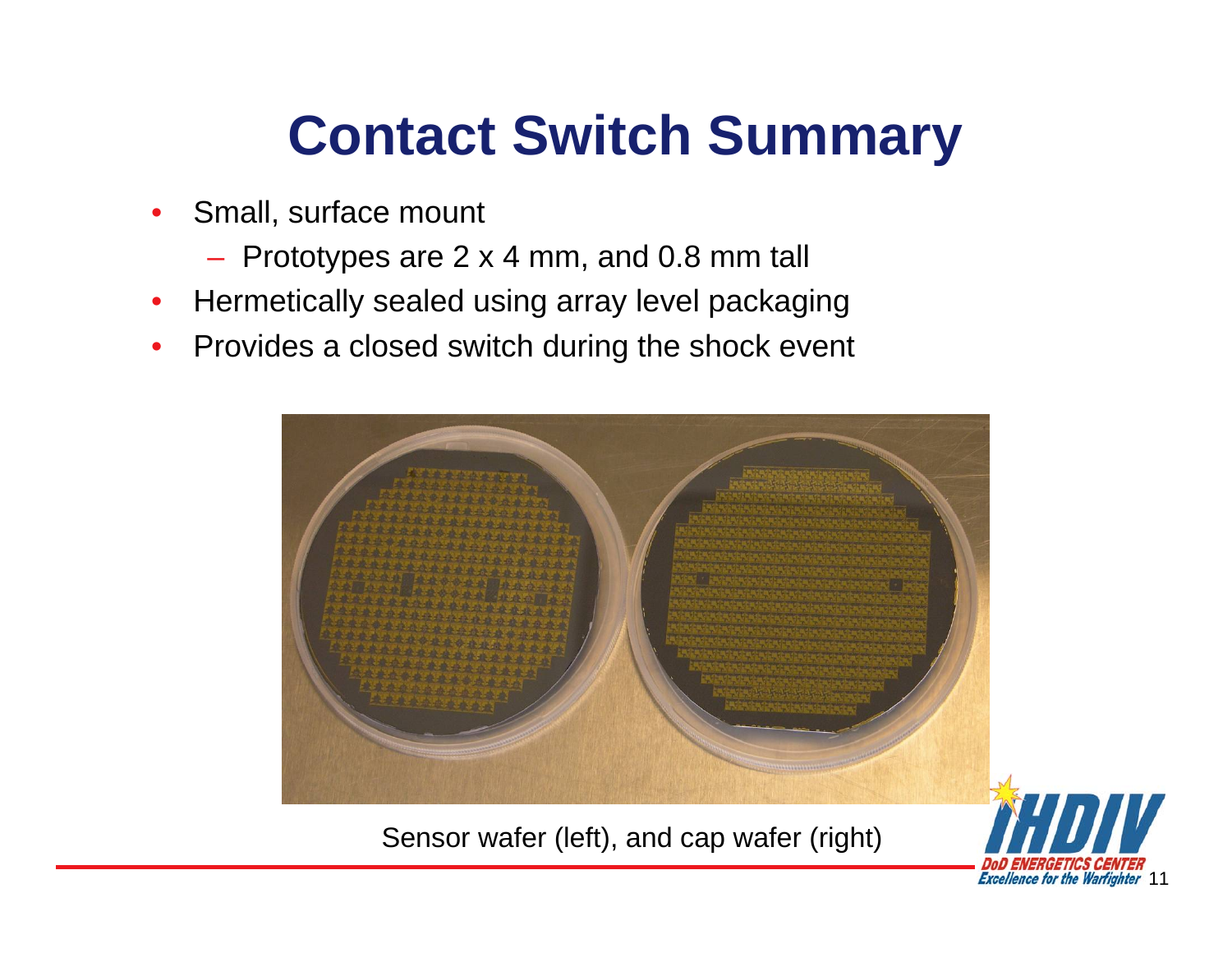# Contact Switch Summary

- Small, surface mount
  - Prototypes are 2 x 4 mm, and 0.8 mm tall
- Hermetically sealed using array level packaging
- Provides a closed switch during the shock event

Sensor wafer (left), and cap wafer (right)